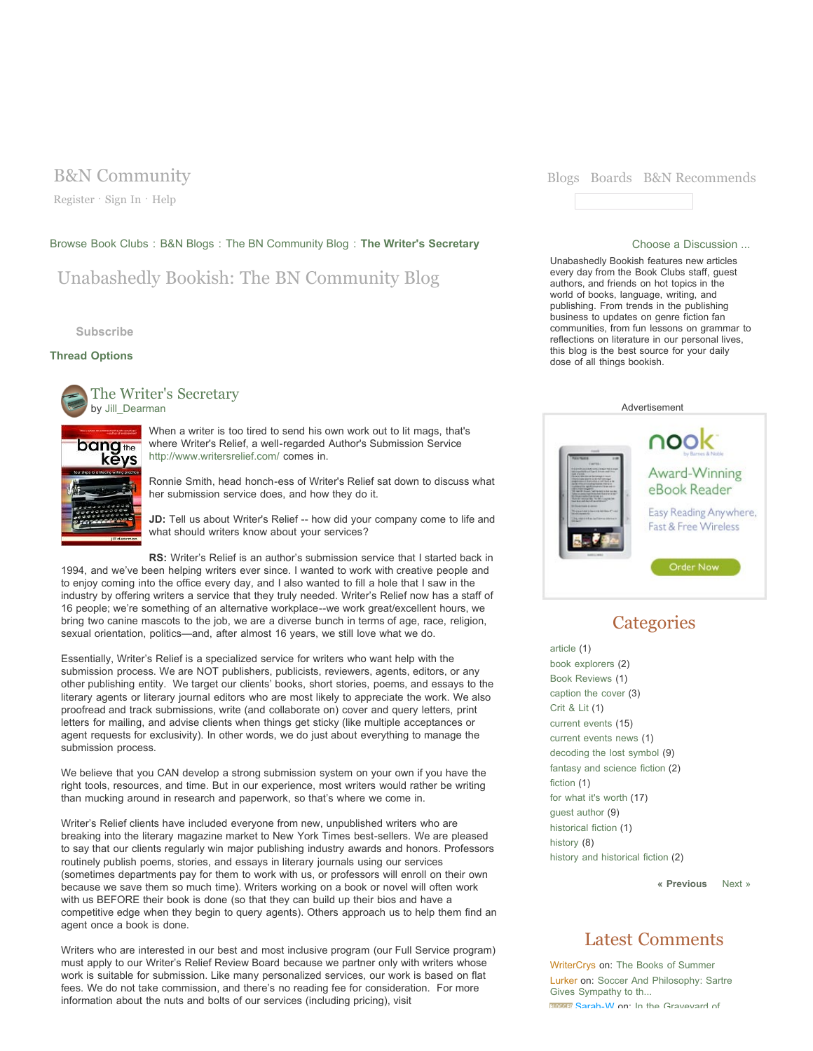B&N Community

Register · Sign In · Help

Blogs Boards B&N Recommends

Browse Book Clubs : B&N Blogs : The BN Community Blog : **The Writer's Secretary**

# Unabashedly Bookish: The BN Community Blog

Subscribe

**Thread Options**

## The Writer's Secretary

by Jill_Dearman

When a writer is too tired to send his own work out to lit mags, that's where Writer's Relief, a well-regarded Author's Submission Service http://www.writersrelief.com/ comes in.

Ronnie Smith, head honch-ess of Writer's Relief sat down to discuss what her submission service does, and how they do it.

**JD:** Tell us about Writer's Relief -- how did your company come to life and what should writers know about your services?

**RS:** Writer's Relief is an author's submission service that I started back in 1994, and we've been helping writers ever since. I wanted to work with creative people and to enjoy coming into the office every day, and I also wanted to fill a hole that I saw in the industry by offering writers a service that they truly needed. Writer's Relief now has a staff of 16 people; we're something of an alternative workplace--we work great/excellent hours, we bring two canine mascots to the job, we are a diverse bunch in terms of age, race, religion, sexual orientation, politics—and, after almost 16 years, we still love what we do.

Essentially, Writer's Relief is a specialized service for writers who want help with the submission process. We are NOT publishers, publicists, reviewers, agents, editors, or any other publishing entity. We target our clients' books, short stories, poems, and essays to the literary agents or literary journal editors who are most likely to appreciate the work. We also proofread and track submissions, write (and collaborate on) cover and query letters, print letters for mailing, and advise clients when things get sticky (like multiple acceptances or agent requests for exclusivity). In other words, we do just about everything to manage the submission process.

We believe that you CAN develop a strong submission system on your own if you have the right tools, resources, and time. But in our experience, most writers would rather be writing than mucking around in research and paperwork, so that's where we come in.

Writer's Relief clients have included everyone from new, unpublished writers who are breaking into the literary magazine market to New York Times best-sellers. We are pleased to say that our clients regularly win major publishing industry awards and honors. Professors routinely publish poems, stories, and essays in literary journals using our services (sometimes departments pay for them to work with us, or professors will enroll on their own because we save them so much time). Writers working on a book or novel will often work with us BEFORE their book is done (so that they can build up their bios and have a competitive edge when they begin to query agents). Others approach us to help them find an agent once a book is done.

Writers who are interested in our best and most inclusive program (our Full Service program) must apply to our Writer's Relief Review Board because we partner only with writers whose work is suitable for submission. Like many personalized services, our work is based on flat fees. We do not take commission, and there's no reading fee for consideration. For more information about the nuts and bolts of our services (including pricing), visit

Choose a Discussion ...

Unabashedly Bookish features new articles every day from the Book Clubs staff, guest authors, and friends on hot topics in the world of books, language, writing, and publishing. From trends in the publishing business to updates on genre fiction fan communities, from fun lessons on grammar to reflections on literature in our personal lives, this blog is the best source for your daily dose of all things bookish.

Advertisement

nook by Barnes & Noble

Award-Winning eBook Reader

Easy Reading Anywhere, Fast & Free Wireless

Order Now

## Categories

- article (1)
- book explorers (2)
- Book Reviews (1)
- caption the cover (3)
- Crit & Lit (1)
- current events (15)
- current events news (1)
- decoding the lost symbol (9)
- fantasy and science fiction (2)
- fiction (1)
- for what it's worth (17)
- guest author (9)
- historical fiction (1)
- history (8)
- history and historical fiction (2)

« Previous Next »

## Latest Comments

WriterCrys on: The Books of Summer

Lurker on: Soccer And Philosophy: Sartre Gives Sympathy to th...

Sarah-W on: In the Graveyard of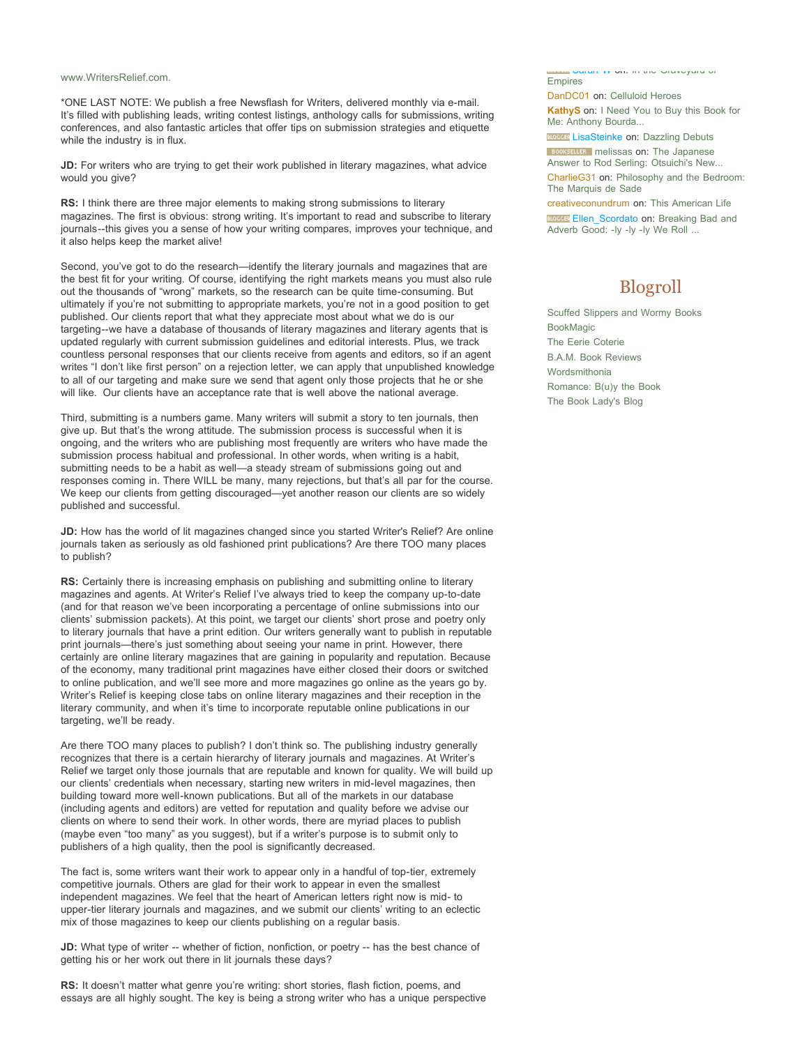www.WritersRelief.com.

*ONE LAST NOTE: We publish a free Newsflash for Writers, delivered monthly via e-mail. It's filled with publishing leads, writing contest listings, anthology calls for submissions, writing conferences, and also fantastic articles that offer tips on submission strategies and etiquette while the industry is in flux.

**JD:** For writers who are trying to get their work published in literary magazines, what advice would you give?

**RS:** I think there are three major elements to making strong submissions to literary magazines. The first is obvious: strong writing. It's important to read and subscribe to literary journals--this gives you a sense of how your writing compares, improves your technique, and it also helps keep the market alive!

Second, you've got to do the research—identify the literary journals and magazines that are the best fit for your writing. Of course, identifying the right markets means you must also rule out the thousands of "wrong" markets, so the research can be quite time-consuming. But ultimately if you're not submitting to appropriate markets, you're not in a good position to get published. Our clients report that what they appreciate most about what we do is our targeting--we have a database of thousands of literary magazines and literary agents that is updated regularly with current submission guidelines and editorial interests. Plus, we track countless personal responses that our clients receive from agents and editors, so if an agent writes "I don't like first person" on a rejection letter, we can apply that unpublished knowledge to all of our targeting and make sure we send that agent only those projects that he or she will like. Our clients have an acceptance rate that is well above the national average.

Third, submitting is a numbers game. Many writers will submit a story to ten journals, then give up. But that's the wrong attitude. The submission process is successful when it is ongoing, and the writers who are publishing most frequently are writers who have made the submission process habitual and professional. In other words, when writing is a habit, submitting needs to be a habit as well—a steady stream of submissions going out and responses coming in. There WILL be many, many rejections, but that's all par for the course. We keep our clients from getting discouraged—yet another reason our clients are so widely published and successful.

**JD:** How has the world of lit magazines changed since you started Writer's Relief? Are online journals taken as seriously as old fashioned print publications? Are there TOO many places to publish?

**RS:** Certainly there is increasing emphasis on publishing and submitting online to literary magazines and agents. At Writer's Relief I've always tried to keep the company up-to-date (and for that reason we've been incorporating a percentage of online submissions into our clients' submission packets). At this point, we target our clients' short prose and poetry only to literary journals that have a print edition. Our writers generally want to publish in reputable print journals—there's just something about seeing your name in print. However, there certainly are online literary magazines that are gaining in popularity and reputation. Because of the economy, many traditional print magazines have either closed their doors or switched to online publication, and we'll see more and more magazines go online as the years go by. Writer's Relief is keeping close tabs on online literary magazines and their reception in the literary community, and when it's time to incorporate reputable online publications in our targeting, we'll be ready.

Are there TOO many places to publish? I don't think so. The publishing industry generally recognizes that there is a certain hierarchy of literary journals and magazines. At Writer's Relief we target only those journals that are reputable and known for quality. We will build up our clients' credentials when necessary, starting new writers in mid-level magazines, then building toward more well-known publications. But all of the markets in our database (including agents and editors) are vetted for reputation and quality before we advise our clients on where to send their work. In other words, there are myriad places to publish (maybe even "too many" as you suggest), but if a writer's purpose is to submit only to publishers of a high quality, then the pool is significantly decreased.

The fact is, some writers want their work to appear only in a handful of top-tier, extremely competitive journals. Others are glad for their work to appear in even the smallest independent magazines. We feel that the heart of American letters right now is mid- to upper-tier literary journals and magazines, and we submit our clients' writing to an eclectic mix of those magazines to keep our clients publishing on a regular basis.

**JD:** What type of writer -- whether of fiction, nonfiction, or poetry -- has the best chance of getting his or her work out there in lit journals these days?

**RS:** It doesn't matter what genre you're writing: short stories, flash fiction, poems, and essays are all highly sought. The key is being a strong writer who has a unique perspective

Sarah W on: In the Graveyard of Empires

DanDC01 on: Celluloid Heroes

KathyS on: I Need You to Buy this Book for Me: Anthony Bourda...

LisaSteinke on: Dazzling Debuts

melissas on: The Japanese Answer to Rod Serling: Otsuichi's New...

CharlieG31 on: Philosophy and the Bedroom: The Marquis de Sade

creativeconundrum on: This American Life

Ellen_Scordato on: Breaking Bad and Adverb Good: -ly -ly -ly We Roll ...

## Blogroll

- Scuffed Slippers and Wormy Books
- BookMagic
- The Eerie Coterie
- B.A.M. Book Reviews
- Wordsmithonia
- Romance: B(u)y the Book
- The Book Lady's Blog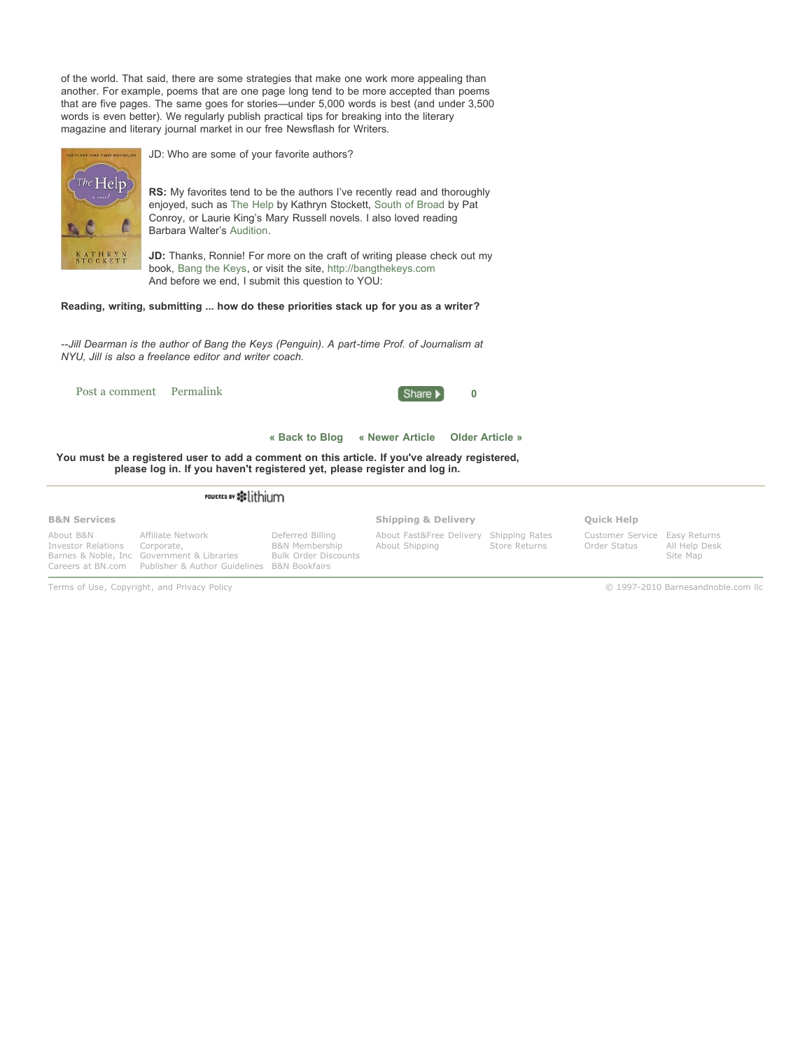of the world. That said, there are some strategies that make one work more appealing than another. For example, poems that are one page long tend to be more accepted than poems that are five pages. The same goes for stories—under 5,000 words is best (and under 3,500 words is even better). We regularly publish practical tips for breaking into the literary magazine and literary journal market in our free Newsflash for Writers.

JD: Who are some of your favorite authors?

**RS:** My favorites tend to be the authors I've recently read and thoroughly enjoyed, such as The Help by Kathryn Stockett, South of Broad by Pat Conroy, or Laurie King's Mary Russell novels. I also loved reading Barbara Walter's Audition.

**JD:** Thanks, Ronnie! For more on the craft of writing please check out my book, Bang the Keys, or visit the site, http://bangthekeys.com
And before we end, I submit this question to YOU:

**Reading, writing, submitting ... how do these priorities stack up for you as a writer?**

*--Jill Dearman is the author of Bang the Keys (Penguin). A part-time Prof. of Journalism at NYU, Jill is also a freelance editor and writer coach.*

Post a comment Permalink Share 0

« Back to Blog « Newer Article Older Article »

**You must be a registered user to add a comment on this article. If you've already registered, please log in. If you haven't registered yet, please register and log in.**